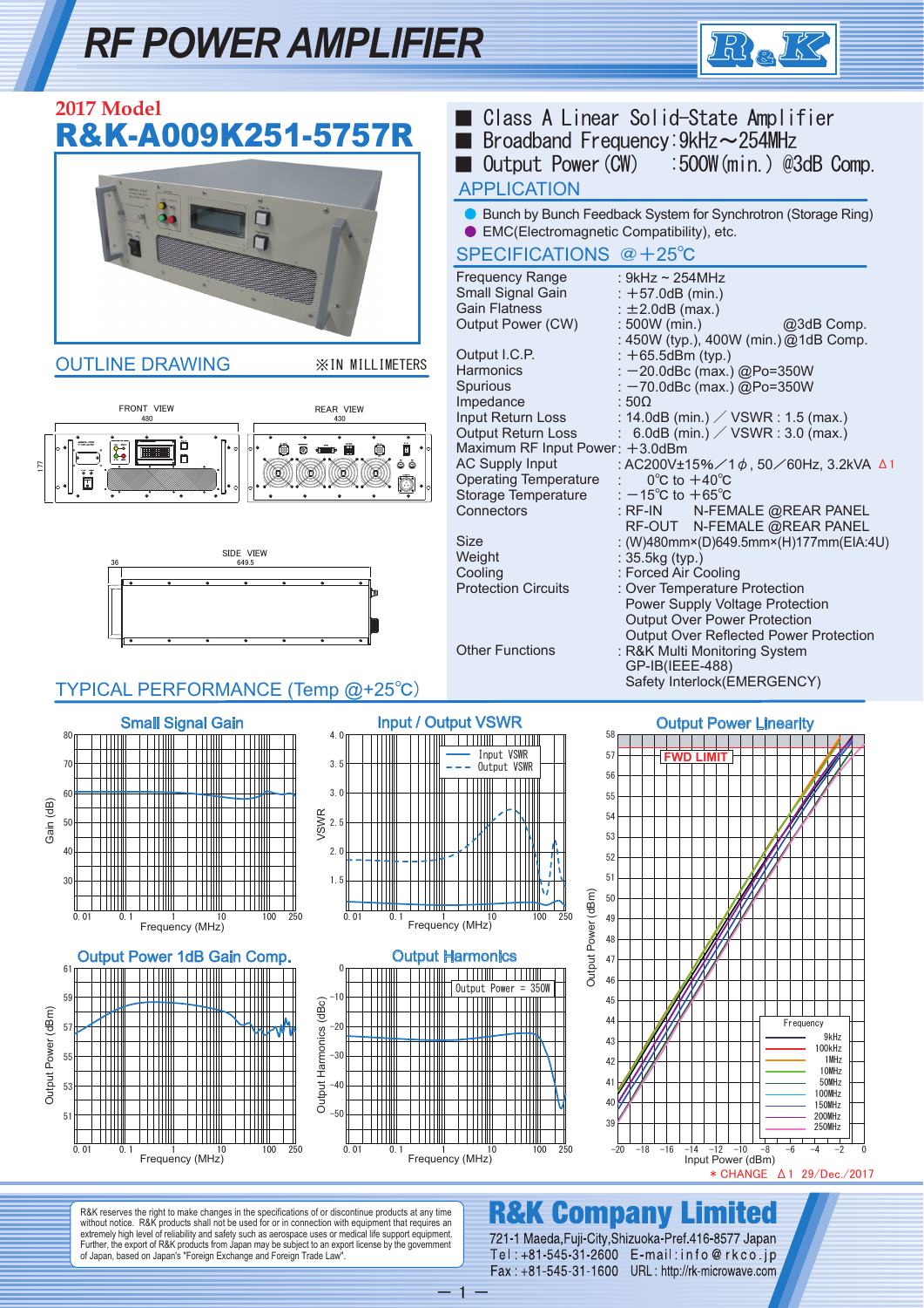# RF POWER AMPLIFIER

## 2017 Model
## R&K-A009K251-5757R

- Class A Linear Solid-State Amplifier
- Broadband Frequency:9kHz～254MHz
- Output Power(CW)　:500W(min.) @3dB Comp.

## APPLICATION

- Bunch by Bunch Feedback System for Synchrotron (Storage Ring)
- EMC(Electromagnetic Compatibility), etc.

## SPECIFICATIONS @＋25℃

| | |
|---|---|
| Frequency Range | : 9kHz ~ 254MHz |
| Small Signal Gain | : ＋57.0dB (min.) |
| Gain Flatness | : ±2.0dB (max.) |
| Output Power (CW) | : 500W (min.) @3dB Comp. |
| | : 450W (typ.), 400W (min.) @1dB Comp. |
| Output I.C.P. | : ＋65.5dBm (typ.) |
| Harmonics | : −20.0dBc (max.) @Po=350W |
| Spurious | : −70.0dBc (max.) @Po=350W |
| Impedance | : 50Ω |
| Input Return Loss | : 14.0dB (min.) ／ VSWR : 1.5 (max.) |
| Output Return Loss | : 6.0dB (min.) ／ VSWR : 3.0 (max.) |
| Maximum RF Input Power | : ＋3.0dBm |
| AC Supply Input | : AC200V±15%／1φ, 50／60Hz, 3.2kVA Δ1 |
| Operating Temperature | : 0℃ to ＋40℃ |
| Storage Temperature | : −15℃ to ＋65℃ |
| Connectors | : RF-IN N-FEMALE @REAR PANEL |
| | RF-OUT N-FEMALE @REAR PANEL |
| Size | : (W)480mm×(D)649.5mm×(H)177mm(EIA:4U) |
| Weight | : 35.5kg (typ.) |
| Cooling | : Forced Air Cooling |
| Protection Circuits | : Over Temperature Protection |
| | Power Supply Voltage Protection |
| | Output Over Power Protection |
| | Output Over Reflected Power Protection |
| Other Functions | : R&K Multi Monitoring System |
| | GP-IB(IEEE-488) |
| | Safety Interlock(EMERGENCY) |

## OUTLINE DRAWING

※IN MILLIMETERS

FRONT VIEW 480 / REAR VIEW 430 / SIDE VIEW 649.5, 36 / 177

## TYPICAL PERFORMANCE (Temp @+25℃)

Small Signal Gain — Gain (dB) vs Frequency (MHz)

Input / Output VSWR — VSWR vs Frequency (MHz); Input VSWR, Output VSWR

Output Power 1dB Gain Comp. — Output Power (dBm) vs Frequency (MHz)

Output Harmonics — Output Harmonics (dBc) vs Frequency (MHz); Output Power = 350W

Output Power Linearity — Output Power (dBm) vs Input Power (dBm); FWD LIMIT; Frequency: 9kHz, 100kHz, 1MHz, 10MHz, 50MHz, 100MHz, 150MHz, 200MHz, 250MHz

＊CHANGE Δ1 29/Dec./2017

R&K reserves the right to make changes in the specifications of or discontinue products at any time without notice. R&K products shall not be used for or in connection with equipment that requires an extremely high level of reliability and safety such as aerospace uses or medical life support equipment. Further, the export of R&K products from Japan may be subject to an export license by the government of Japan, based on Japan's "Foreign Exchange and Foreign Trade Law".

**R&K Company Limited**
721-1 Maeda,Fuji-City,Shizuoka-Pref.416-8577 Japan
Tel : +81-545-31-2600 E-mail : info@rkco.jp
Fax : +81-545-31-1600 URL : http://rk-microwave.com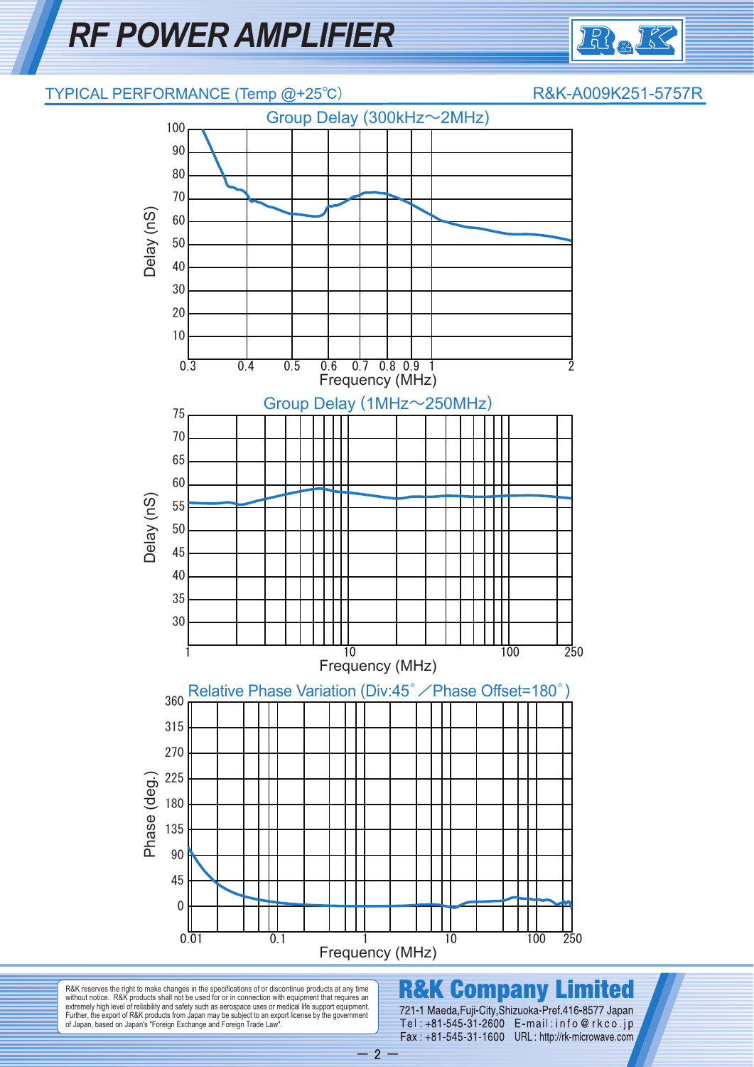# RF POWER AMPLIFIER

TYPICAL PERFORMANCE (Temp @+25℃)

R&K-A009K251-5757R

Group Delay (300kHz～2MHz)

Delay (nS)

100
90
80
70
60
50
40
30
20
10

0.3 0.4 0.5 0.6 0.7 0.8 0.9 1 2

Frequency (MHz)

Group Delay (1MHz～250MHz)

Delay (nS)

75
70
65
60
55
50
45
40
35
30

1 10 100 250

Frequency (MHz)

Relative Phase Variation (Div:45°／Phase Offset=180°)

Phase (deg.)

360
315
270
225
180
135
90
45
0

0.01 0.1 1 10 100 250

Frequency (MHz)

R&K reserves the right to make changes in the specifications of or discontinue products at any time without notice. R&K products shall not be used for or in connection with equipment that requires an extremely high level of reliability and safety such as aerospace uses or medical life support equipment. Further, the export of R&K products from Japan may be subject to an export license by the government of Japan, based on Japan's "Foreign Exchange and Foreign Trade Law".

**R&K Company Limited**

721-1 Maeda,Fuji-City,Shizuoka-Pref.416-8577 Japan
Tel : +81-545-31-2600 E-mail : info@rkco.jp
Fax : +81-545-31-1600 URL : http://rk-microwave.com